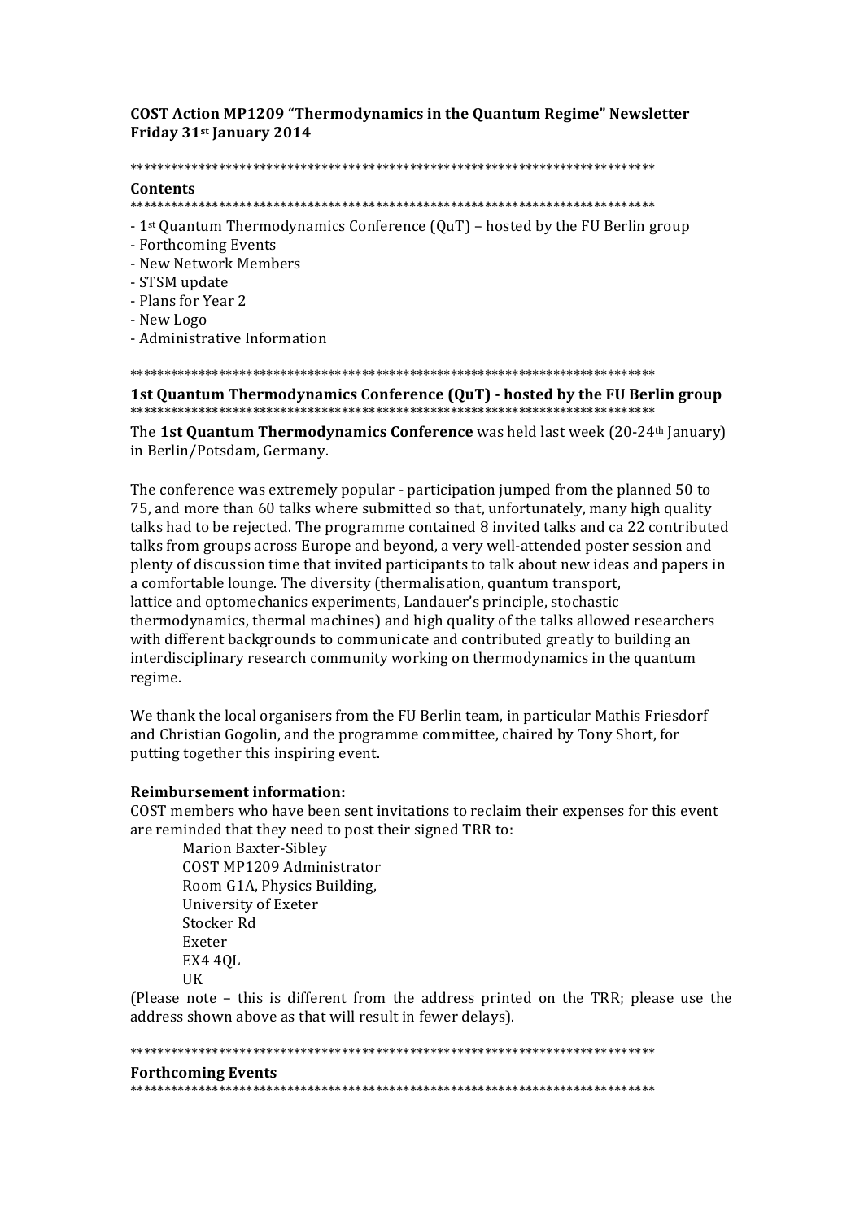**COST Action MP1209 "Thermodynamics in the Quantum Regime" Newsletter**
**Friday 31st January 2014**

*******************************************************************************

## Contents

*******************************************************************************

- 1st Quantum Thermodynamics Conference (QuT) – hosted by the FU Berlin group
- Forthcoming Events
- New Network Members
- STSM update
- Plans for Year 2
- New Logo
- Administrative Information

*******************************************************************************

## 1st Quantum Thermodynamics Conference (QuT) - hosted by the FU Berlin group

*******************************************************************************

The **1st Quantum Thermodynamics Conference** was held last week (20-24th January) in Berlin/Potsdam, Germany.

The conference was extremely popular - participation jumped from the planned 50 to 75, and more than 60 talks where submitted so that, unfortunately, many high quality talks had to be rejected. The programme contained 8 invited talks and ca 22 contributed talks from groups across Europe and beyond, a very well-attended poster session and plenty of discussion time that invited participants to talk about new ideas and papers in a comfortable lounge. The diversity (thermalisation, quantum transport, lattice and optomechanics experiments, Landauer's principle, stochastic thermodynamics, thermal machines) and high quality of the talks allowed researchers with different backgrounds to communicate and contributed greatly to building an interdisciplinary research community working on thermodynamics in the quantum regime.

We thank the local organisers from the FU Berlin team, in particular Mathis Friesdorf and Christian Gogolin, and the programme committee, chaired by Tony Short, for putting together this inspiring event.

**Reimbursement information:**

COST members who have been sent invitations to reclaim their expenses for this event are reminded that they need to post their signed TRR to:

Marion Baxter-Sibley
COST MP1209 Administrator
Room G1A, Physics Building,
University of Exeter
Stocker Rd
Exeter
EX4 4QL
UK

(Please note – this is different from the address printed on the TRR; please use the address shown above as that will result in fewer delays).

*******************************************************************************

## Forthcoming Events

*******************************************************************************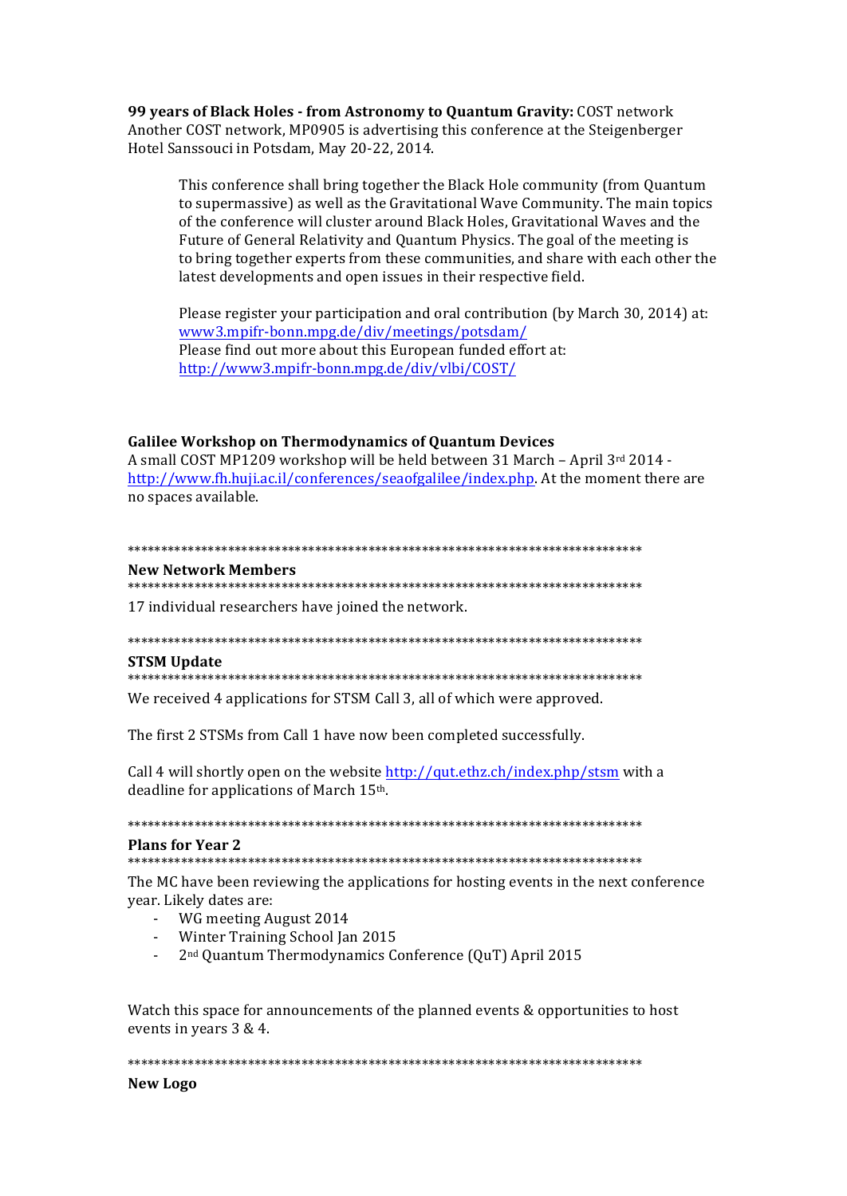**99 years of Black Holes - from Astronomy to Quantum Gravity:** COST network
Another COST network, MP0905 is advertising this conference at the Steigenberger Hotel Sanssouci in Potsdam, May 20-22, 2014.

> This conference shall bring together the Black Hole community (from Quantum to supermassive) as well as the Gravitational Wave Community. The main topics of the conference will cluster around Black Holes, Gravitational Waves and the Future of General Relativity and Quantum Physics. The goal of the meeting is to bring together experts from these communities, and share with each other the latest developments and open issues in their respective field.
>
> Please register your participation and oral contribution (by March 30, 2014) at: [www3.mpifr-bonn.mpg.de/div/meetings/potsdam/](www3.mpifr-bonn.mpg.de/div/meetings/potsdam/)
> Please find out more about this European funded effort at: [http://www3.mpifr-bonn.mpg.de/div/vlbi/COST/](http://www3.mpifr-bonn.mpg.de/div/vlbi/COST/)

**Galilee Workshop on Thermodynamics of Quantum Devices**
A small COST MP1209 workshop will be held between 31 March – April 3rd 2014 - [http://www.fh.huji.ac.il/conferences/seaofgalilee/index.php](http://www.fh.huji.ac.il/conferences/seaofgalilee/index.php). At the moment there are no spaces available.

*******************************************************************************
**New Network Members**
*******************************************************************************

17 individual researchers have joined the network.

*******************************************************************************
**STSM Update**
*******************************************************************************

We received 4 applications for STSM Call 3, all of which were approved.

The first 2 STSMs from Call 1 have now been completed successfully.

Call 4 will shortly open on the website [http://qut.ethz.ch/index.php/stsm](http://qut.ethz.ch/index.php/stsm) with a deadline for applications of March 15th.

*******************************************************************************
**Plans for Year 2**
*******************************************************************************

The MC have been reviewing the applications for hosting events in the next conference year. Likely dates are:

- WG meeting August 2014
- Winter Training School Jan 2015
- 2nd Quantum Thermodynamics Conference (QuT) April 2015

Watch this space for announcements of the planned events & opportunities to host events in years 3 & 4.

*******************************************************************************
**New Logo**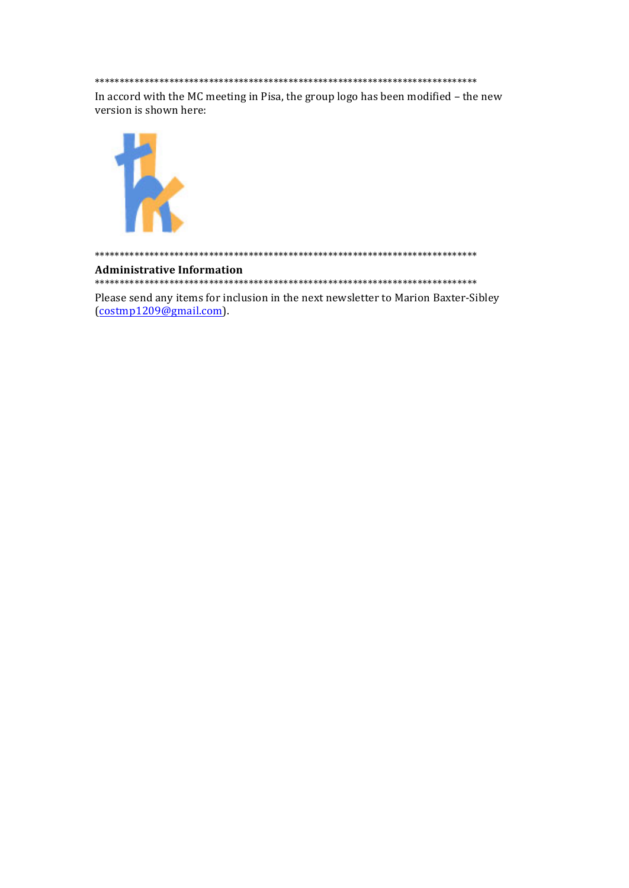******************************************************************************
In accord with the MC meeting in Pisa, the group logo has been modified – the new version is shown here:

******************************************************************************
**Administrative Information**
******************************************************************************
Please send any items for inclusion in the next newsletter to Marion Baxter-Sibley (costmp1209@gmail.com).